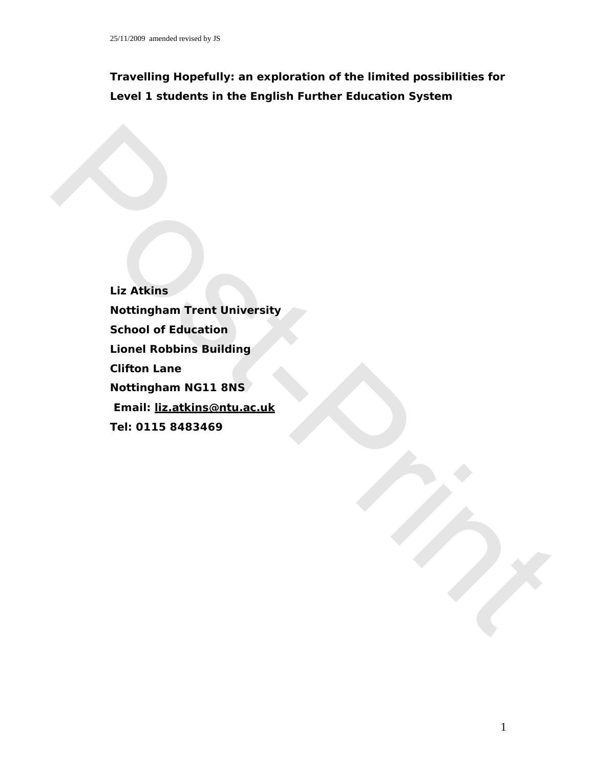25/11/2009 amended revised by JS

# Travelling Hopefully: an exploration of the limited possibilities for Level 1 students in the English Further Education System

**Liz Atkins**
**Nottingham Trent University**
**School of Education**
**Lionel Robbins Building**
**Clifton Lane**
**Nottingham NG11 8NS**
**Email: liz.atkins@ntu.ac.uk**
**Tel: 0115 8483469**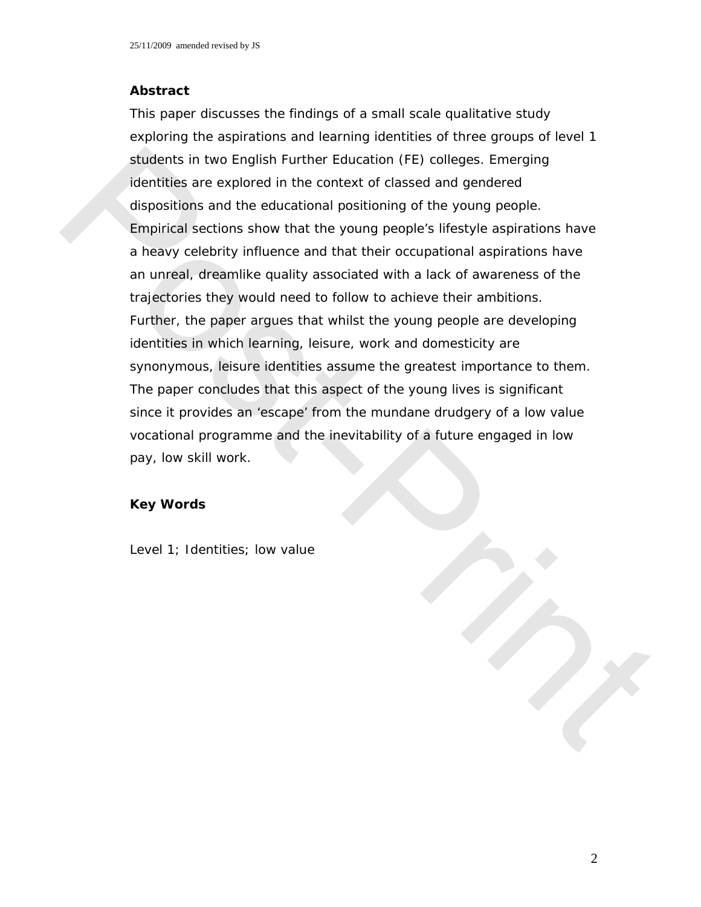## Abstract

This paper discusses the findings of a small scale qualitative study exploring the aspirations and learning identities of three groups of level 1 students in two English Further Education (FE) colleges. Emerging identities are explored in the context of classed and gendered dispositions and the educational positioning of the young people. Empirical sections show that the young people's lifestyle aspirations have a heavy celebrity influence and that their occupational aspirations have an unreal, dreamlike quality associated with a lack of awareness of the trajectories they would need to follow to achieve their ambitions. Further, the paper argues that whilst the young people are developing identities in which learning, leisure, work and domesticity are synonymous, leisure identities assume the greatest importance to them. The paper concludes that this aspect of the young lives is significant since it provides an 'escape' from the mundane drudgery of a low value vocational programme and the inevitability of a future engaged in low pay, low skill work.

## Key Words

Level 1; Identities; low value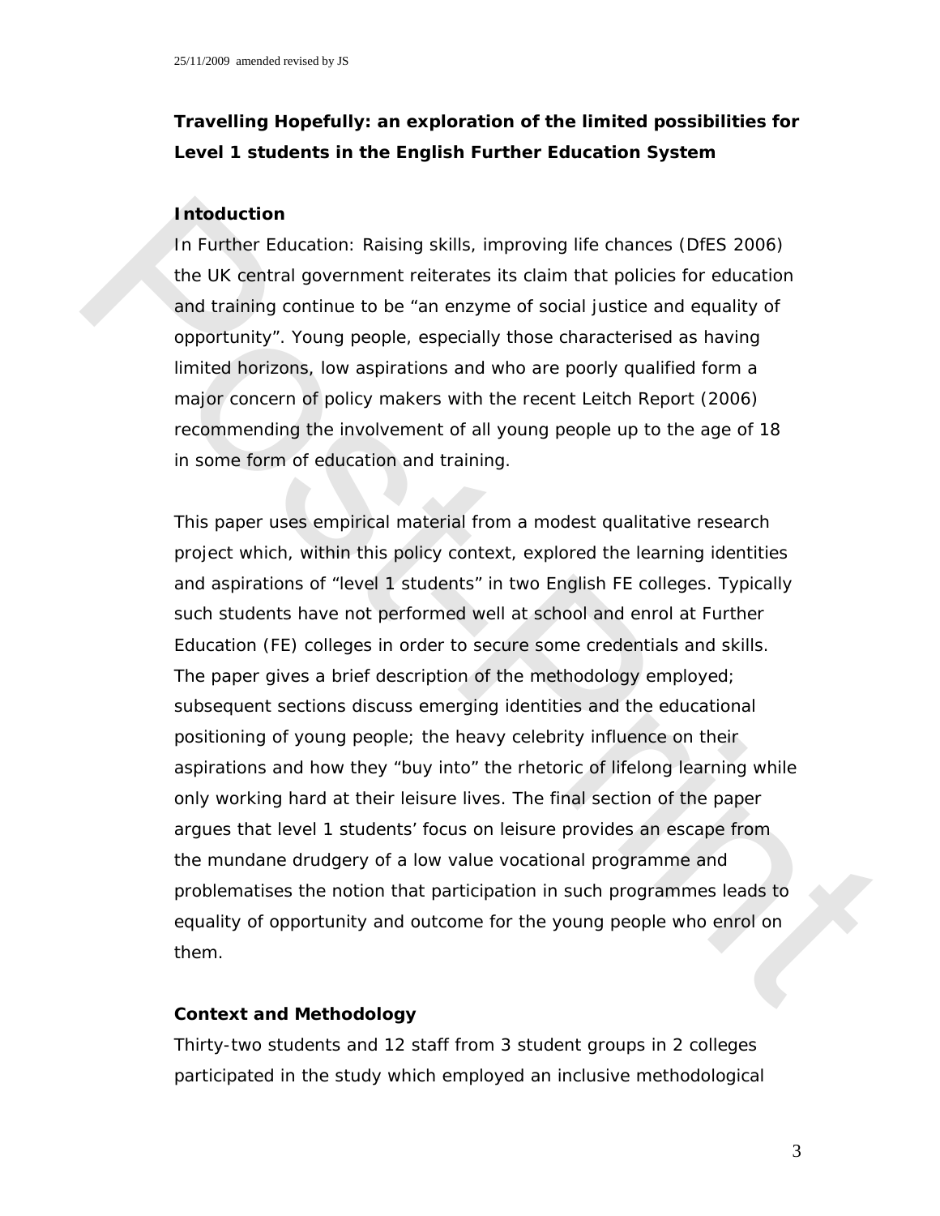**Travelling Hopefully: an exploration of the limited possibilities for Level 1 students in the English Further Education System**

**Intoduction**

In Further Education: Raising skills, improving life chances (DfES 2006) the UK central government reiterates its claim that policies for education and training continue to be "an enzyme of social justice and equality of opportunity". Young people, especially those characterised as having limited horizons, low aspirations and who are poorly qualified form a major concern of policy makers with the recent Leitch Report (2006) recommending the involvement of all young people up to the age of 18 in some form of education and training.

This paper uses empirical material from a modest qualitative research project which, within this policy context, explored the learning identities and aspirations of "level 1 students" in two English FE colleges. Typically such students have not performed well at school and enrol at Further Education (FE) colleges in order to secure some credentials and skills. The paper gives a brief description of the methodology employed; subsequent sections discuss emerging identities and the educational positioning of young people; the heavy celebrity influence on their aspirations and how they "buy into" the rhetoric of lifelong learning while only working hard at their leisure lives. The final section of the paper argues that level 1 students' focus on leisure provides an escape from the mundane drudgery of a low value vocational programme and problematises the notion that participation in such programmes leads to equality of opportunity and outcome for the young people who enrol on them.

**Context and Methodology**

Thirty-two students and 12 staff from 3 student groups in 2 colleges participated in the study which employed an inclusive methodological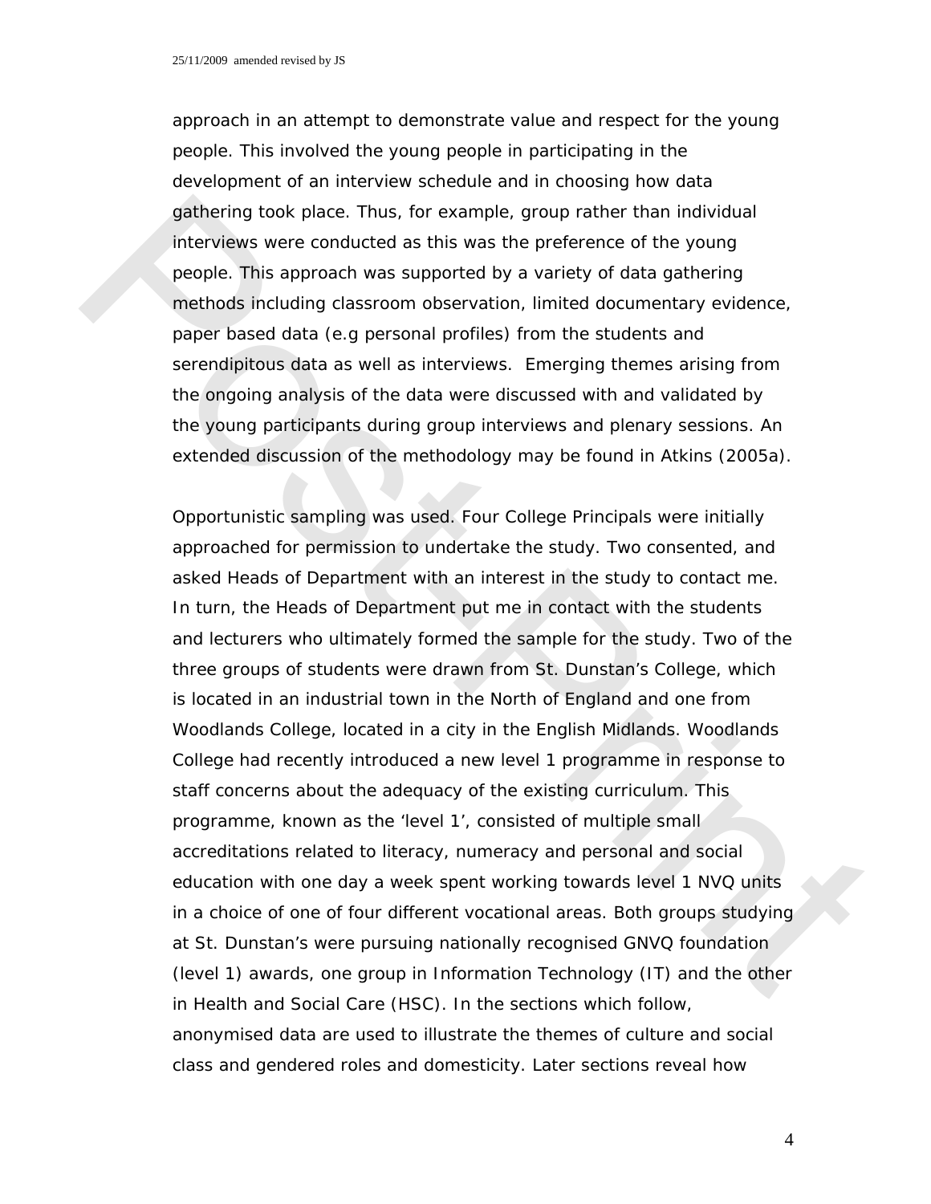approach in an attempt to demonstrate value and respect for the young people. This involved the young people in participating in the development of an interview schedule and in choosing how data gathering took place. Thus, for example, group rather than individual interviews were conducted as this was the preference of the young people. This approach was supported by a variety of data gathering methods including classroom observation, limited documentary evidence, paper based data (e.g personal profiles) from the students and serendipitous data as well as interviews. Emerging themes arising from the ongoing analysis of the data were discussed with and validated by the young participants during group interviews and plenary sessions. An extended discussion of the methodology may be found in Atkins (2005a).

Opportunistic sampling was used. Four College Principals were initially approached for permission to undertake the study. Two consented, and asked Heads of Department with an interest in the study to contact me. In turn, the Heads of Department put me in contact with the students and lecturers who ultimately formed the sample for the study. Two of the three groups of students were drawn from St. Dunstan's College, which is located in an industrial town in the North of England and one from Woodlands College, located in a city in the English Midlands. Woodlands College had recently introduced a new level 1 programme in response to staff concerns about the adequacy of the existing curriculum. This programme, known as the 'level 1', consisted of multiple small accreditations related to literacy, numeracy and personal and social education with one day a week spent working towards level 1 NVQ units in a choice of one of four different vocational areas. Both groups studying at St. Dunstan's were pursuing nationally recognised GNVQ foundation (level 1) awards, one group in Information Technology (IT) and the other in Health and Social Care (HSC). In the sections which follow, anonymised data are used to illustrate the themes of culture and social class and gendered roles and domesticity. Later sections reveal how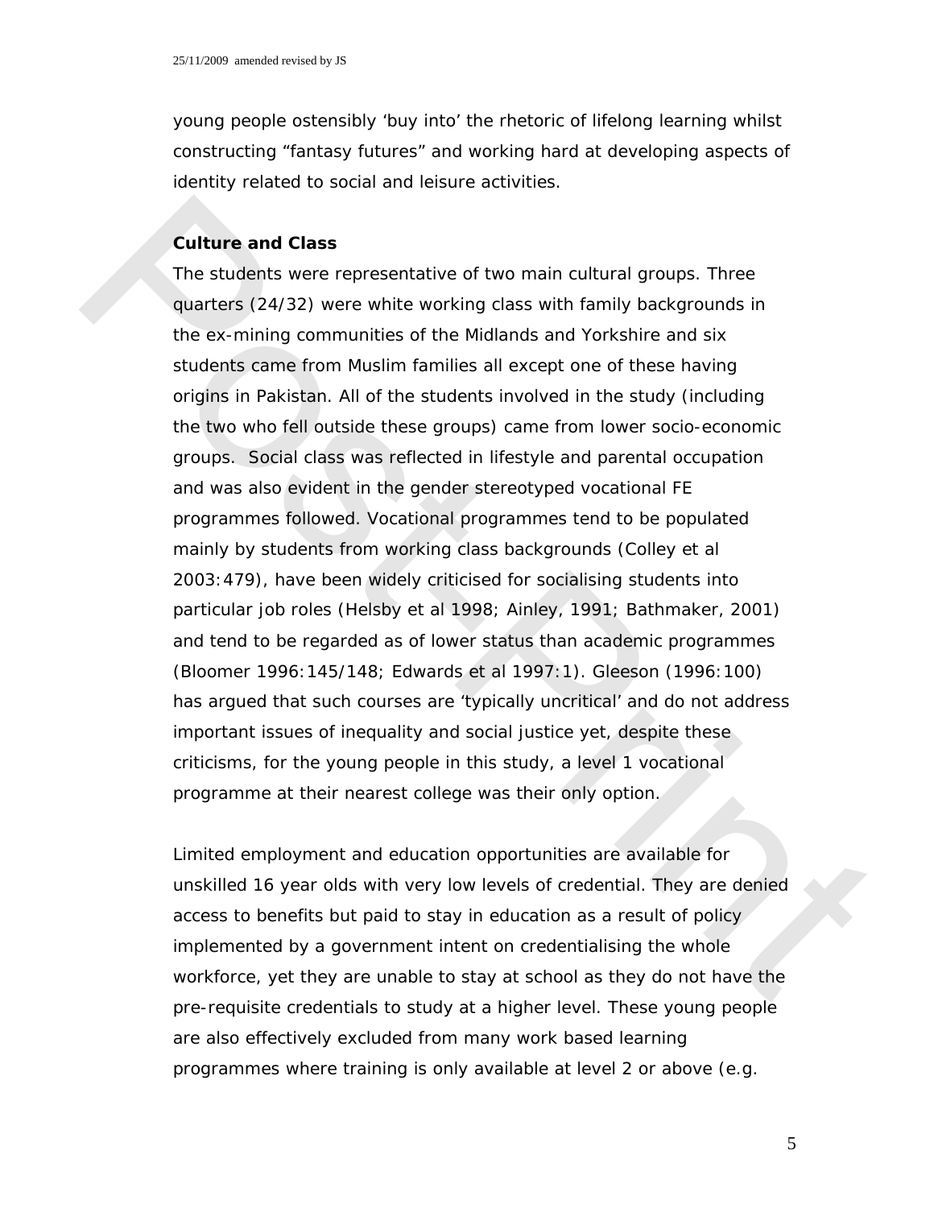young people ostensibly 'buy into' the rhetoric of lifelong learning whilst constructing "fantasy futures" and working hard at developing aspects of identity related to social and leisure activities.

**Culture and Class**

The students were representative of two main cultural groups. Three quarters (24/32) were white working class with family backgrounds in the ex-mining communities of the Midlands and Yorkshire and six students came from Muslim families all except one of these having origins in Pakistan. All of the students involved in the study (including the two who fell outside these groups) came from lower socio-economic groups. Social class was reflected in lifestyle and parental occupation and was also evident in the gender stereotyped vocational FE programmes followed. Vocational programmes tend to be populated mainly by students from working class backgrounds (Colley et al 2003:479), have been widely criticised for socialising students into particular job roles (Helsby et al 1998; Ainley, 1991; Bathmaker, 2001) and tend to be regarded as of lower status than academic programmes (Bloomer 1996:145/148; Edwards et al 1997:1). Gleeson (1996:100) has argued that such courses are 'typically uncritical' and do not address important issues of inequality and social justice yet, despite these criticisms, for the young people in this study, a level 1 vocational programme at their nearest college was their only option.

Limited employment and education opportunities are available for unskilled 16 year olds with very low levels of credential. They are denied access to benefits but paid to stay in education as a result of policy implemented by a government intent on credentialising the whole workforce, yet they are unable to stay at school as they do not have the pre-requisite credentials to study at a higher level. These young people are also effectively excluded from many work based learning programmes where training is only available at level 2 or above (e.g.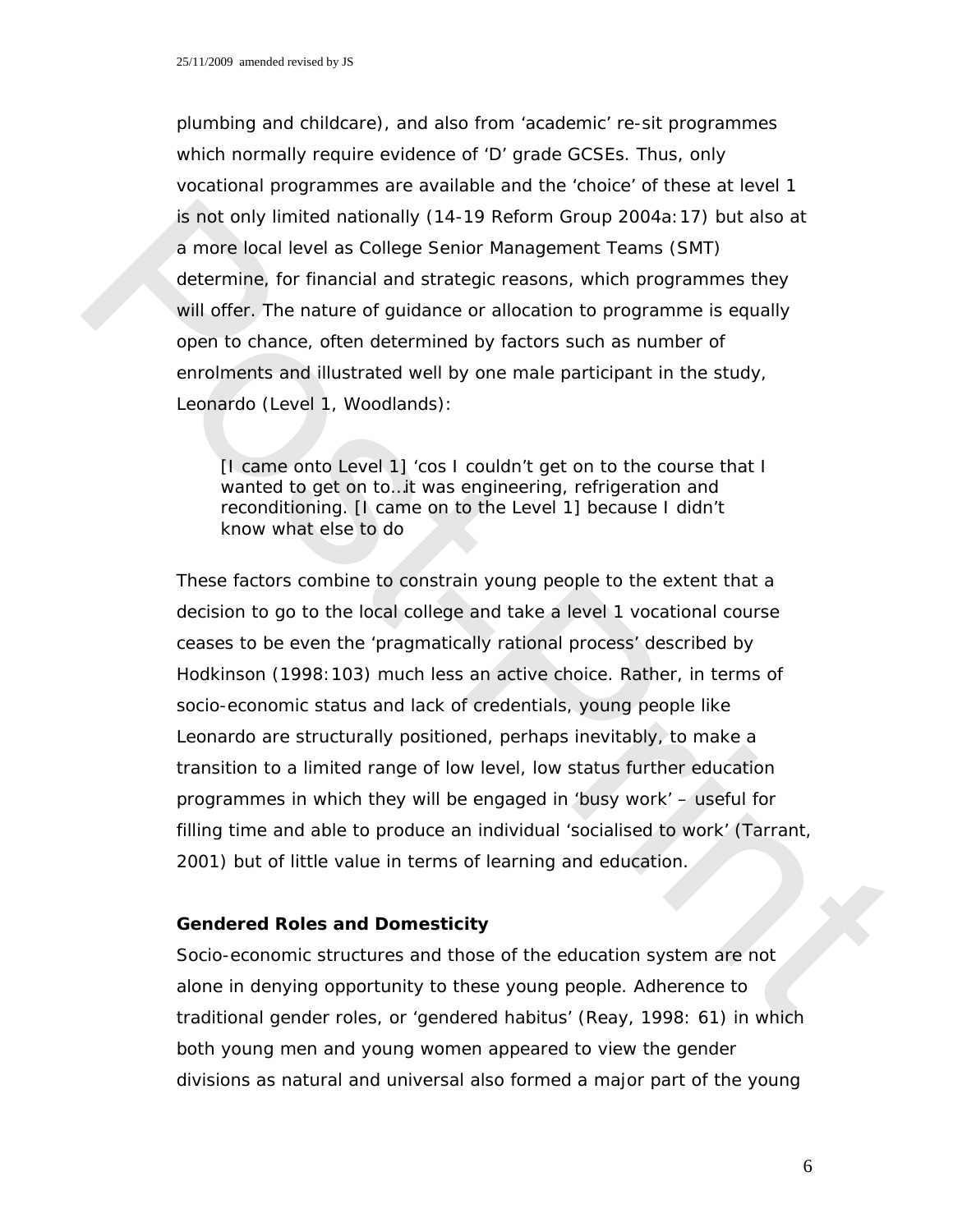plumbing and childcare), and also from 'academic' re-sit programmes which normally require evidence of 'D' grade GCSEs. Thus, only vocational programmes are available and the 'choice' of these at level 1 is not only limited nationally (14-19 Reform Group 2004a:17) but also at a more local level as College Senior Management Teams (SMT) determine, for financial and strategic reasons, which programmes they will offer. The nature of guidance or allocation to programme is equally open to chance, often determined by factors such as number of enrolments and illustrated well by one male participant in the study, Leonardo (Level 1, Woodlands):

> [I came onto Level 1] 'cos I couldn't get on to the course that I wanted to get on to…it was engineering, refrigeration and reconditioning. [I came on to the Level 1] because I didn't know what else to do

These factors combine to constrain young people to the extent that a decision to go to the local college and take a level 1 vocational course ceases to be even the 'pragmatically rational process' described by Hodkinson (1998:103) much less an active choice. Rather, in terms of socio-economic status and lack of credentials, young people like Leonardo are structurally positioned, perhaps inevitably, to make a transition to a limited range of low level, low status further education programmes in which they will be engaged in 'busy work' – useful for filling time and able to produce an individual 'socialised to work' (Tarrant, 2001) but of little value in terms of learning and education.

**Gendered Roles and Domesticity**

Socio-economic structures and those of the education system are not alone in denying opportunity to these young people. Adherence to traditional gender roles, or 'gendered habitus' (Reay, 1998: 61) in which both young men and young women appeared to view the gender divisions as natural and universal also formed a major part of the young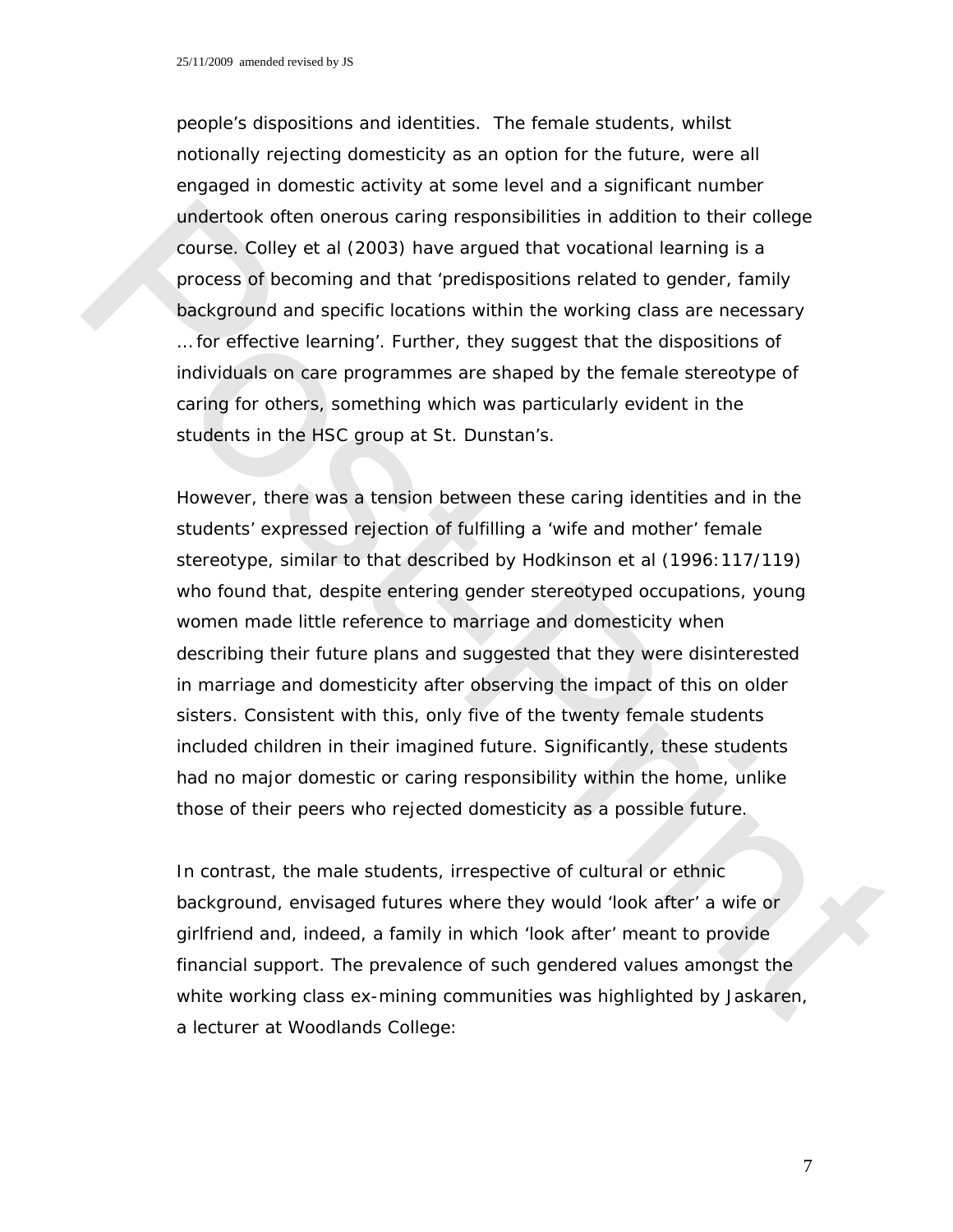people's dispositions and identities. The female students, whilst notionally rejecting domesticity as an option for the future, were all engaged in domestic activity at some level and a significant number undertook often onerous caring responsibilities in addition to their college course. Colley et al (2003) have argued that vocational learning is a process of becoming and that 'predispositions related to gender, family background and specific locations within the working class are necessary … for effective learning'. Further, they suggest that the dispositions of individuals on care programmes are shaped by the female stereotype of caring for others, something which was particularly evident in the students in the HSC group at St. Dunstan's.

However, there was a tension between these caring identities and in the students' expressed rejection of fulfilling a 'wife and mother' female stereotype, similar to that described by Hodkinson et al (1996:117/119) who found that, despite entering gender stereotyped occupations, young women made little reference to marriage and domesticity when describing their future plans and suggested that they were disinterested in marriage and domesticity after observing the impact of this on older sisters. Consistent with this, only five of the twenty female students included children in their imagined future. Significantly, these students had no major domestic or caring responsibility within the home, unlike those of their peers who rejected domesticity as a possible future.

In contrast, the male students, irrespective of cultural or ethnic background, envisaged futures where they would 'look after' a wife or girlfriend and, indeed, a family in which 'look after' meant to provide financial support. The prevalence of such gendered values amongst the white working class ex-mining communities was highlighted by Jaskaren, a lecturer at Woodlands College: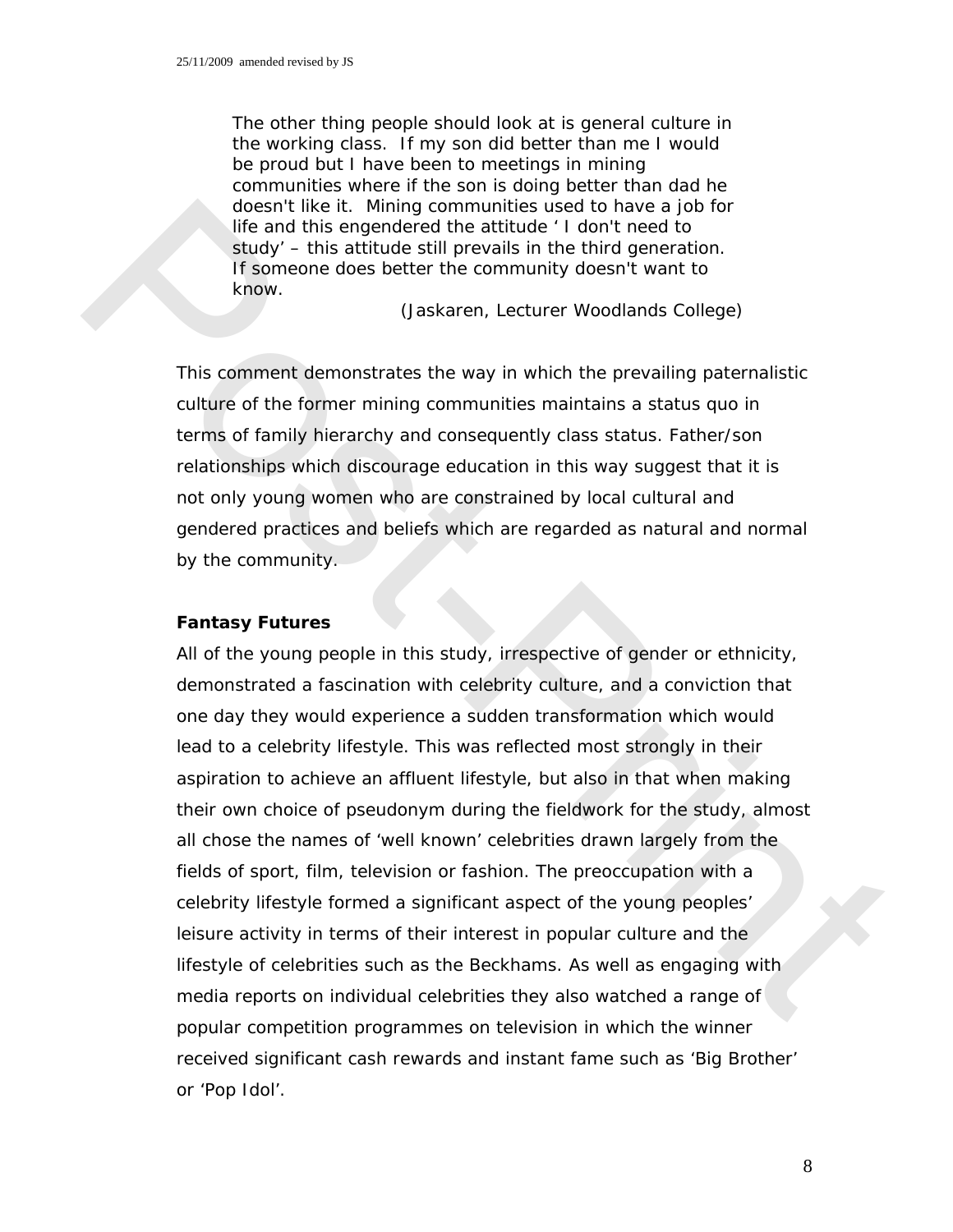> The other thing people should look at is general culture in the working class. If my son did better than me I would be proud but I have been to meetings in mining communities where if the son is doing better than dad he doesn't like it. Mining communities used to have a job for life and this engendered the attitude ' I don't need to study' – this attitude still prevails in the third generation. If someone does better the community doesn't want to know.
>
> (Jaskaren, Lecturer Woodlands College)

This comment demonstrates the way in which the prevailing paternalistic culture of the former mining communities maintains a status quo in terms of family hierarchy and consequently class status. Father/son relationships which discourage education in this way suggest that it is not only young women who are constrained by local cultural and gendered practices and beliefs which are regarded as natural and normal by the community.

**Fantasy Futures**

All of the young people in this study, irrespective of gender or ethnicity, demonstrated a fascination with celebrity culture, and a conviction that one day they would experience a sudden transformation which would lead to a celebrity lifestyle. This was reflected most strongly in their aspiration to achieve an affluent lifestyle, but also in that when making their own choice of pseudonym during the fieldwork for the study, almost all chose the names of 'well known' celebrities drawn largely from the fields of sport, film, television or fashion. The preoccupation with a celebrity lifestyle formed a significant aspect of the young peoples' leisure activity in terms of their interest in popular culture and the lifestyle of celebrities such as the Beckhams. As well as engaging with media reports on individual celebrities they also watched a range of popular competition programmes on television in which the winner received significant cash rewards and instant fame such as 'Big Brother' or 'Pop Idol'.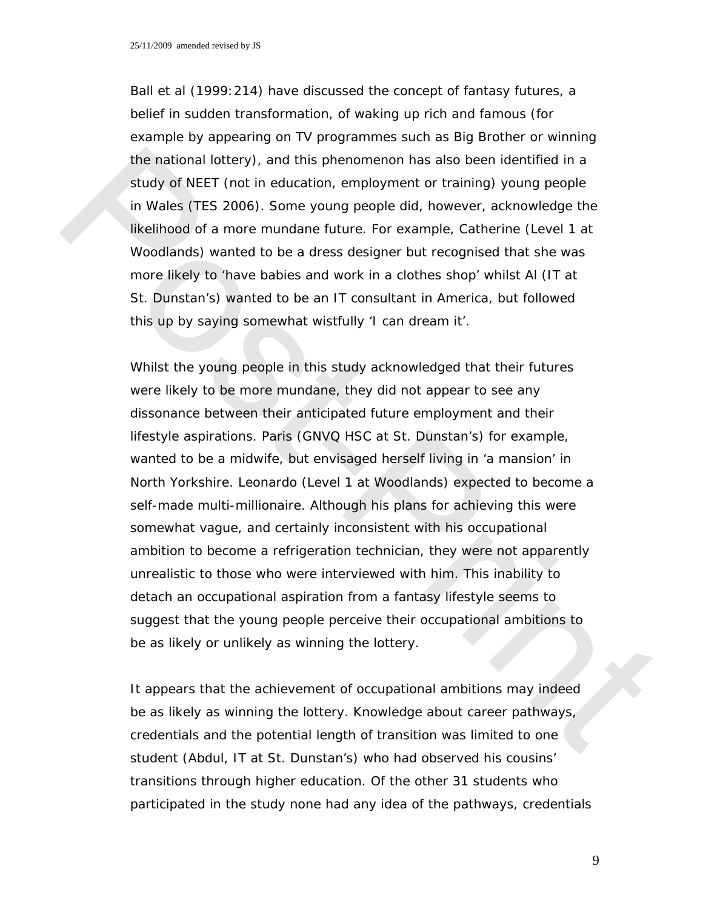Ball et al (1999:214) have discussed the concept of fantasy futures, a belief in sudden transformation, of waking up rich and famous (for example by appearing on TV programmes such as Big Brother or winning the national lottery), and this phenomenon has also been identified in a study of NEET (not in education, employment or training) young people in Wales (TES 2006). Some young people did, however, acknowledge the likelihood of a more mundane future. For example, Catherine (Level 1 at Woodlands) wanted to be a dress designer but recognised that she was more likely to 'have babies and work in a clothes shop' whilst Al (IT at St. Dunstan's) wanted to be an IT consultant in America, but followed this up by saying somewhat wistfully 'I can dream it'.

Whilst the young people in this study acknowledged that their futures were likely to be more mundane, they did not appear to see any dissonance between their anticipated future employment and their lifestyle aspirations. Paris (GNVQ HSC at St. Dunstan's) for example, wanted to be a midwife, but envisaged herself living in 'a mansion' in North Yorkshire. Leonardo (Level 1 at Woodlands) expected to become a self-made multi-millionaire. Although his plans for achieving this were somewhat vague, and certainly inconsistent with his occupational ambition to become a refrigeration technician, they were not apparently unrealistic to those who were interviewed with him. This inability to detach an occupational aspiration from a fantasy lifestyle seems to suggest that the young people perceive their occupational ambitions to be as likely or unlikely as winning the lottery.

It appears that the achievement of occupational ambitions may indeed be as likely as winning the lottery. Knowledge about career pathways, credentials and the potential length of transition was limited to one student (Abdul, IT at St. Dunstan's) who had observed his cousins' transitions through higher education. Of the other 31 students who participated in the study none had any idea of the pathways, credentials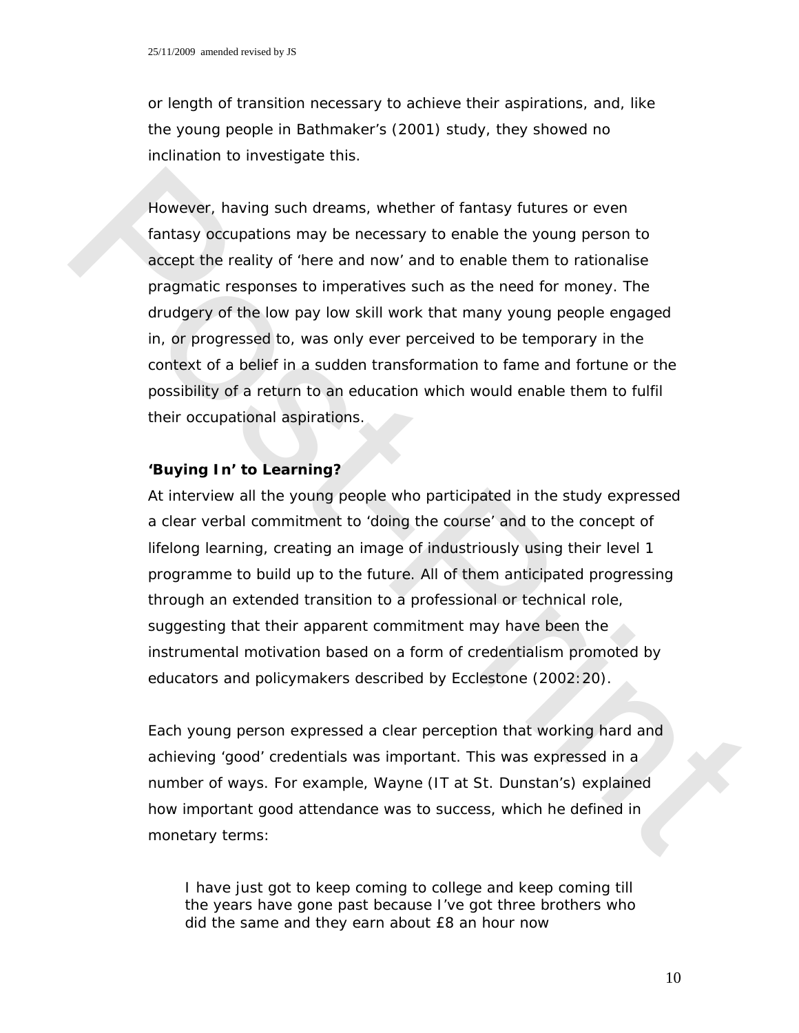or length of transition necessary to achieve their aspirations, and, like the young people in Bathmaker's (2001) study, they showed no inclination to investigate this.

However, having such dreams, whether of fantasy futures or even fantasy occupations may be necessary to enable the young person to accept the reality of 'here and now' and to enable them to rationalise pragmatic responses to imperatives such as the need for money. The drudgery of the low pay low skill work that many young people engaged in, or progressed to, was only ever perceived to be temporary in the context of a belief in a sudden transformation to fame and fortune or the possibility of a return to an education which would enable them to fulfil their occupational aspirations.

**'Buying In' to Learning?**

At interview all the young people who participated in the study expressed a clear verbal commitment to 'doing the course' and to the concept of lifelong learning, creating an image of industriously using their level 1 programme to build up to the future. All of them anticipated progressing through an extended transition to a professional or technical role, suggesting that their apparent commitment may have been the instrumental motivation based on a form of credentialism promoted by educators and policymakers described by Ecclestone (2002:20).

Each young person expressed a clear perception that working hard and achieving 'good' credentials was important. This was expressed in a number of ways. For example, Wayne (IT at St. Dunstan's) explained how important good attendance was to success, which he defined in monetary terms:

> I have just got to keep coming to college and keep coming till the years have gone past because I've got three brothers who did the same and they earn about £8 an hour now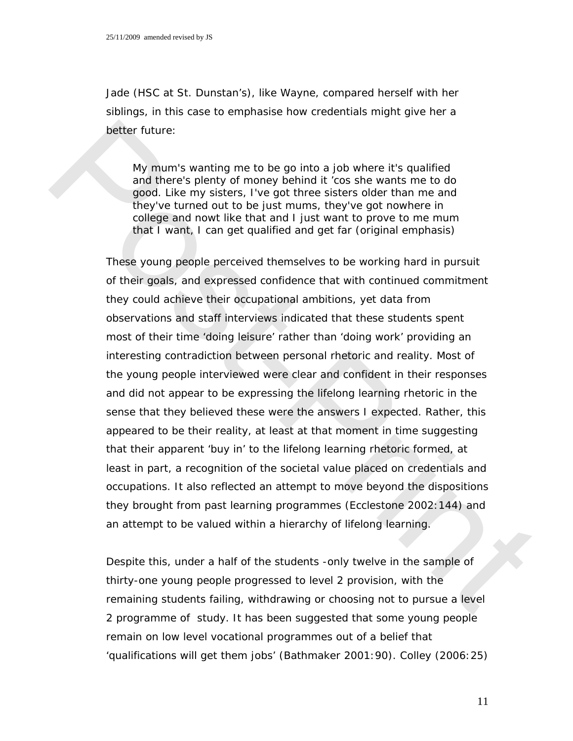Jade (HSC at St. Dunstan's), like Wayne, compared herself with her siblings, in this case to emphasise how credentials might give her a better future:

> My mum's wanting me to be go into a job where it's qualified and there's plenty of money behind it 'cos she wants me to do good. Like my sisters, I've got three sisters older than me and they've turned out to be just mums, they've got nowhere in college and nowt like that and I just want to prove to me mum that I want, I can get qualified and get far (original emphasis)

These young people perceived themselves to be working hard in pursuit of their goals, and expressed confidence that with continued commitment they could achieve their occupational ambitions, yet data from observations and staff interviews indicated that these students spent most of their time 'doing leisure' rather than 'doing work' providing an interesting contradiction between personal rhetoric and reality. Most of the young people interviewed were clear and confident in their responses and did not appear to be expressing the lifelong learning rhetoric in the sense that they believed these were the answers I expected. Rather, this appeared to be their reality, at least at that moment in time suggesting that their apparent 'buy in' to the lifelong learning rhetoric formed, at least in part, a recognition of the societal value placed on credentials and occupations. It also reflected an attempt to move beyond the dispositions they brought from past learning programmes (Ecclestone 2002:144) and an attempt to be valued within a hierarchy of lifelong learning.

Despite this, under a half of the students -only twelve in the sample of thirty-one young people progressed to level 2 provision, with the remaining students failing, withdrawing or choosing not to pursue a level 2 programme of study. It has been suggested that some young people remain on low level vocational programmes out of a belief that 'qualifications will get them jobs' (Bathmaker 2001:90). Colley (2006:25)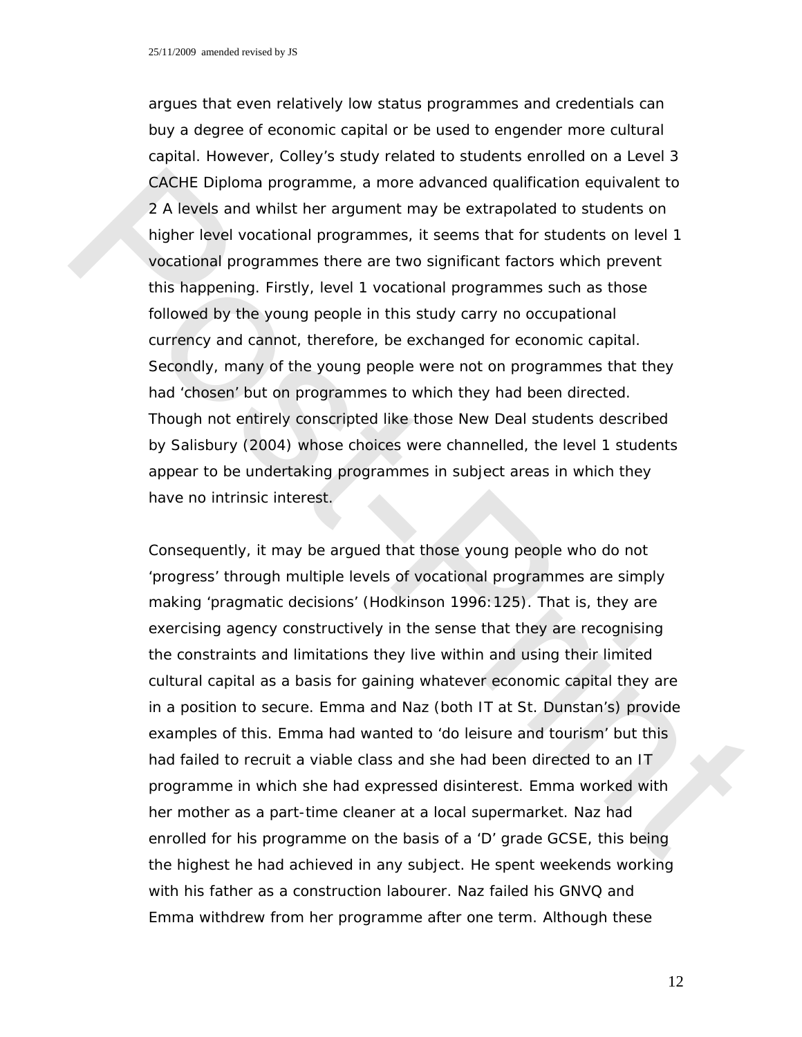argues that even relatively low status programmes and credentials can buy a degree of economic capital or be used to engender more cultural capital. However, Colley's study related to students enrolled on a Level 3 CACHE Diploma programme, a more advanced qualification equivalent to 2 A levels and whilst her argument may be extrapolated to students on higher level vocational programmes, it seems that for students on level 1 vocational programmes there are two significant factors which prevent this happening. Firstly, level 1 vocational programmes such as those followed by the young people in this study carry no occupational currency and cannot, therefore, be exchanged for economic capital. Secondly, many of the young people were not on programmes that they had 'chosen' but on programmes to which they had been directed. Though not entirely conscripted like those New Deal students described by Salisbury (2004) whose choices were channelled, the level 1 students appear to be undertaking programmes in subject areas in which they have no intrinsic interest.

Consequently, it may be argued that those young people who do not 'progress' through multiple levels of vocational programmes are simply making 'pragmatic decisions' (Hodkinson 1996:125). That is, they are exercising agency constructively in the sense that they are recognising the constraints and limitations they live within and using their limited cultural capital as a basis for gaining whatever economic capital they are in a position to secure. Emma and Naz (both IT at St. Dunstan's) provide examples of this. Emma had wanted to 'do leisure and tourism' but this had failed to recruit a viable class and she had been directed to an IT programme in which she had expressed disinterest. Emma worked with her mother as a part-time cleaner at a local supermarket. Naz had enrolled for his programme on the basis of a 'D' grade GCSE, this being the highest he had achieved in any subject. He spent weekends working with his father as a construction labourer. Naz failed his GNVQ and Emma withdrew from her programme after one term. Although these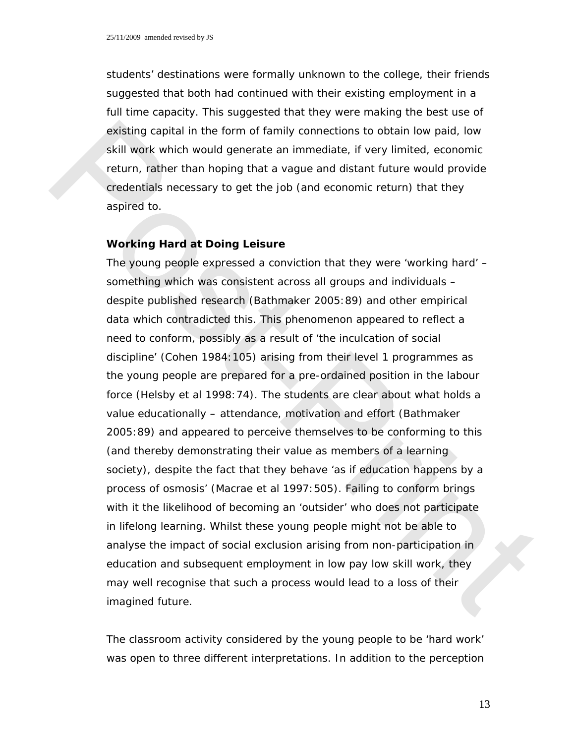students' destinations were formally unknown to the college, their friends suggested that both had continued with their existing employment in a full time capacity. This suggested that they were making the best use of existing capital in the form of family connections to obtain low paid, low skill work which would generate an immediate, if very limited, economic return, rather than hoping that a vague and distant future would provide credentials necessary to get the job (and economic return) that they aspired to.

**Working Hard at Doing Leisure**

The young people expressed a conviction that they were 'working hard' – something which was consistent across all groups and individuals – despite published research (Bathmaker 2005:89) and other empirical data which contradicted this. This phenomenon appeared to reflect a need to conform, possibly as a result of 'the inculcation of social discipline' (Cohen 1984:105) arising from their level 1 programmes as the young people are prepared for a pre-ordained position in the labour force (Helsby et al 1998:74). The students are clear about what holds a value educationally – attendance, motivation and effort (Bathmaker 2005:89) and appeared to perceive themselves to be conforming to this (and thereby demonstrating their value as members of a learning society), despite the fact that they behave 'as if education happens by a process of osmosis' (Macrae et al 1997:505). Failing to conform brings with it the likelihood of becoming an 'outsider' who does not participate in lifelong learning. Whilst these young people might not be able to analyse the impact of social exclusion arising from non-participation in education and subsequent employment in low pay low skill work, they may well recognise that such a process would lead to a loss of their imagined future.

The classroom activity considered by the young people to be 'hard work' was open to three different interpretations. In addition to the perception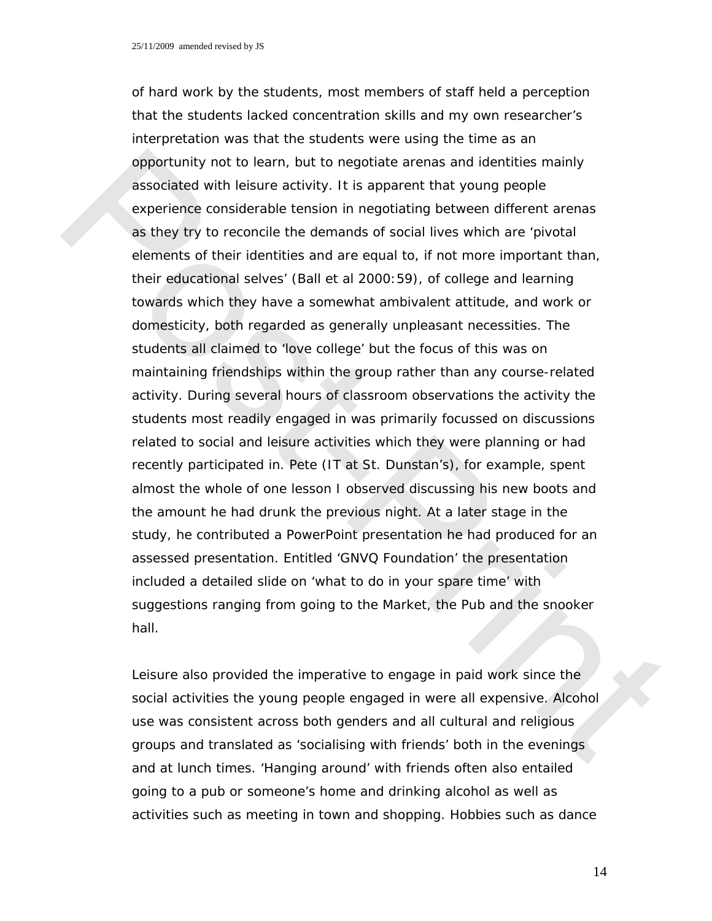of hard work by the students, most members of staff held a perception that the students lacked concentration skills and my own researcher's interpretation was that the students were using the time as an opportunity not to learn, but to negotiate arenas and identities mainly associated with leisure activity. It is apparent that young people experience considerable tension in negotiating between different arenas as they try to reconcile the demands of social lives which are 'pivotal elements of their identities and are equal to, if not more important than, their educational selves' (Ball et al 2000:59), of college and learning towards which they have a somewhat ambivalent attitude, and work or domesticity, both regarded as generally unpleasant necessities. The students all claimed to 'love college' but the focus of this was on maintaining friendships within the group rather than any course-related activity. During several hours of classroom observations the activity the students most readily engaged in was primarily focussed on discussions related to social and leisure activities which they were planning or had recently participated in. Pete (IT at St. Dunstan's), for example, spent almost the whole of one lesson I observed discussing his new boots and the amount he had drunk the previous night. At a later stage in the study, he contributed a PowerPoint presentation he had produced for an assessed presentation. Entitled 'GNVQ Foundation' the presentation included a detailed slide on 'what to do in your spare time' with suggestions ranging from going to the Market, the Pub and the snooker hall.

Leisure also provided the imperative to engage in paid work since the social activities the young people engaged in were all expensive. Alcohol use was consistent across both genders and all cultural and religious groups and translated as 'socialising with friends' both in the evenings and at lunch times. 'Hanging around' with friends often also entailed going to a pub or someone's home and drinking alcohol as well as activities such as meeting in town and shopping. Hobbies such as dance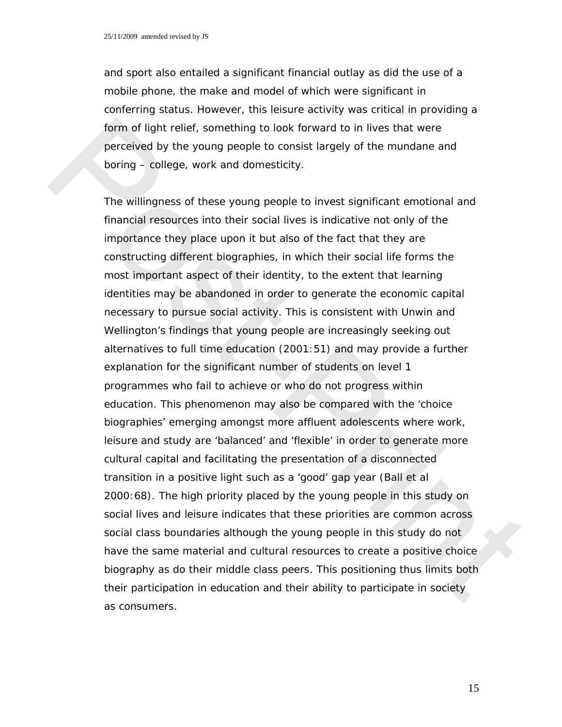and sport also entailed a significant financial outlay as did the use of a mobile phone, the make and model of which were significant in conferring status. However, this leisure activity was critical in providing a form of light relief, something to look forward to in lives that were perceived by the young people to consist largely of the mundane and boring – college, work and domesticity.

The willingness of these young people to invest significant emotional and financial resources into their social lives is indicative not only of the importance they place upon it but also of the fact that they are constructing different biographies, in which their social life forms the most important aspect of their identity, to the extent that learning identities may be abandoned in order to generate the economic capital necessary to pursue social activity. This is consistent with Unwin and Wellington's findings that young people are increasingly seeking out alternatives to full time education (2001:51) and may provide a further explanation for the significant number of students on level 1 programmes who fail to achieve or who do not progress within education. This phenomenon may also be compared with the 'choice biographies' emerging amongst more affluent adolescents where work, leisure and study are 'balanced' and 'flexible' in order to generate more cultural capital and facilitating the presentation of a disconnected transition in a positive light such as a 'good' gap year (Ball et al 2000:68). The high priority placed by the young people in this study on social lives and leisure indicates that these priorities are common across social class boundaries although the young people in this study do not have the same material and cultural resources to create a positive choice biography as do their middle class peers. This positioning thus limits both their participation in education and their ability to participate in society as consumers.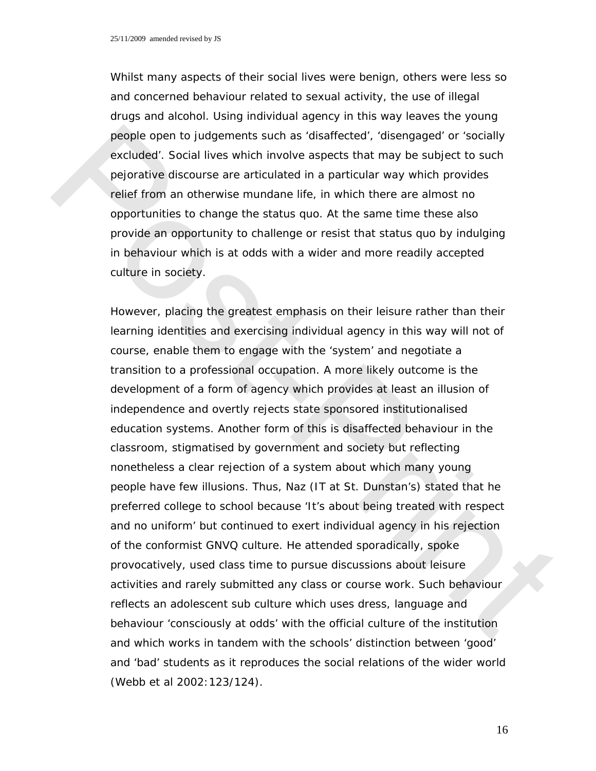Whilst many aspects of their social lives were benign, others were less so and concerned behaviour related to sexual activity, the use of illegal drugs and alcohol. Using individual agency in this way leaves the young people open to judgements such as 'disaffected', 'disengaged' or 'socially excluded'. Social lives which involve aspects that may be subject to such pejorative discourse are articulated in a particular way which provides relief from an otherwise mundane life, in which there are almost no opportunities to change the status quo. At the same time these also provide an opportunity to challenge or resist that status quo by indulging in behaviour which is at odds with a wider and more readily accepted culture in society.

However, placing the greatest emphasis on their leisure rather than their learning identities and exercising individual agency in this way will not of course, enable them to engage with the 'system' and negotiate a transition to a professional occupation. A more likely outcome is the development of a form of agency which provides at least an illusion of independence and overtly rejects state sponsored institutionalised education systems. Another form of this is disaffected behaviour in the classroom, stigmatised by government and society but reflecting nonetheless a clear rejection of a system about which many young people have few illusions. Thus, Naz (IT at St. Dunstan's) stated that he preferred college to school because 'It's about being treated with respect and no uniform' but continued to exert individual agency in his rejection of the conformist GNVQ culture. He attended sporadically, spoke provocatively, used class time to pursue discussions about leisure activities and rarely submitted any class or course work. Such behaviour reflects an adolescent sub culture which uses dress, language and behaviour 'consciously at odds' with the official culture of the institution and which works in tandem with the schools' distinction between 'good' and 'bad' students as it reproduces the social relations of the wider world (Webb et al 2002:123/124).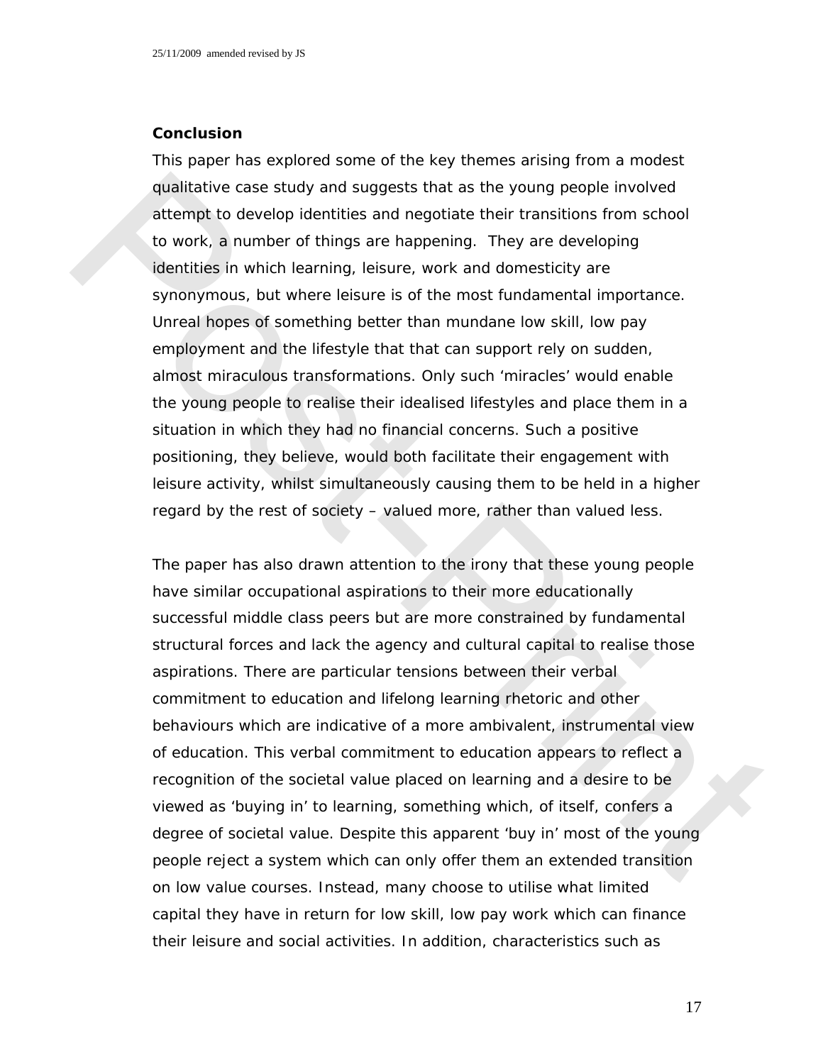**Conclusion**

This paper has explored some of the key themes arising from a modest qualitative case study and suggests that as the young people involved attempt to develop identities and negotiate their transitions from school to work, a number of things are happening. They are developing identities in which learning, leisure, work and domesticity are synonymous, but where leisure is of the most fundamental importance. Unreal hopes of something better than mundane low skill, low pay employment and the lifestyle that that can support rely on sudden, almost miraculous transformations. Only such 'miracles' would enable the young people to realise their idealised lifestyles and place them in a situation in which they had no financial concerns. Such a positive positioning, they believe, would both facilitate their engagement with leisure activity, whilst simultaneously causing them to be held in a higher regard by the rest of society – valued more, rather than valued less.

The paper has also drawn attention to the irony that these young people have similar occupational aspirations to their more educationally successful middle class peers but are more constrained by fundamental structural forces and lack the agency and cultural capital to realise those aspirations. There are particular tensions between their verbal commitment to education and lifelong learning rhetoric and other behaviours which are indicative of a more ambivalent, instrumental view of education. This verbal commitment to education appears to reflect a recognition of the societal value placed on learning and a desire to be viewed as 'buying in' to learning, something which, of itself, confers a degree of societal value. Despite this apparent 'buy in' most of the young people reject a system which can only offer them an extended transition on low value courses. Instead, many choose to utilise what limited capital they have in return for low skill, low pay work which can finance their leisure and social activities. In addition, characteristics such as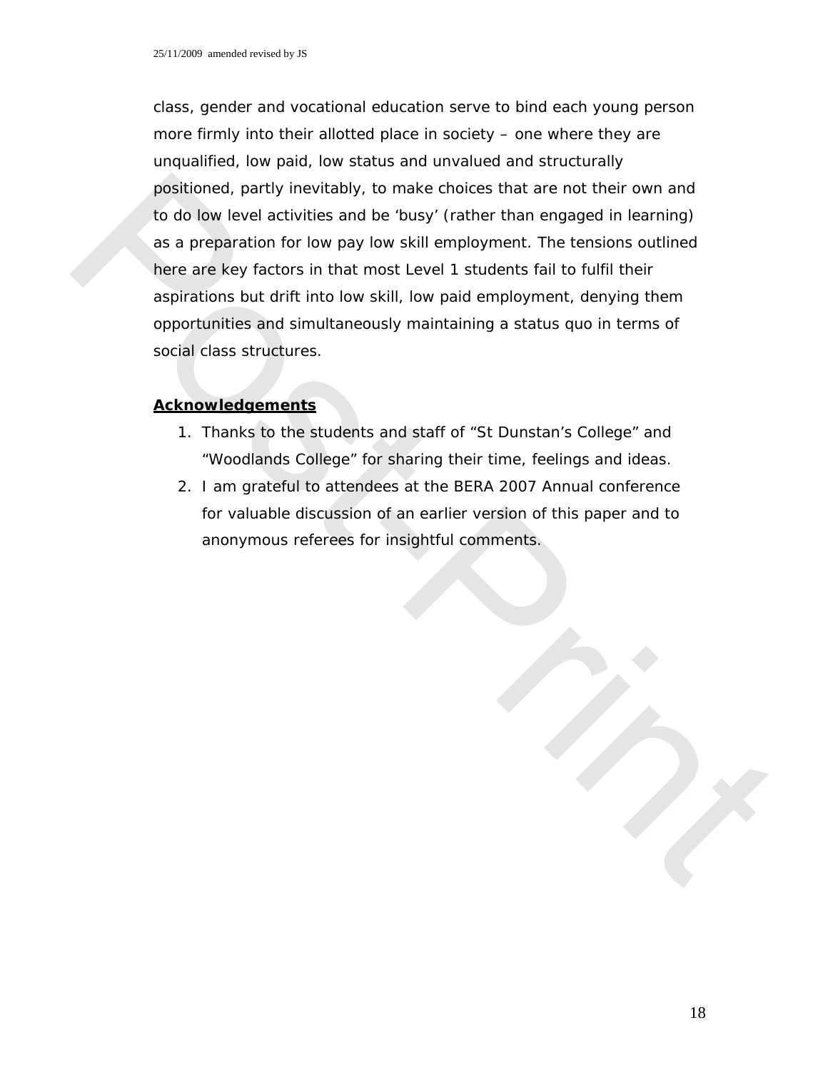class, gender and vocational education serve to bind each young person more firmly into their allotted place in society – one where they are unqualified, low paid, low status and unvalued and structurally positioned, partly inevitably, to make choices that are not their own and to do low level activities and be 'busy' (rather than engaged in learning) as a preparation for low pay low skill employment. The tensions outlined here are key factors in that most Level 1 students fail to fulfil their aspirations but drift into low skill, low paid employment, denying them opportunities and simultaneously maintaining a status quo in terms of social class structures.

## Acknowledgements

1. Thanks to the students and staff of "St Dunstan's College" and "Woodlands College" for sharing their time, feelings and ideas.
2. I am grateful to attendees at the BERA 2007 Annual conference for valuable discussion of an earlier version of this paper and to anonymous referees for insightful comments.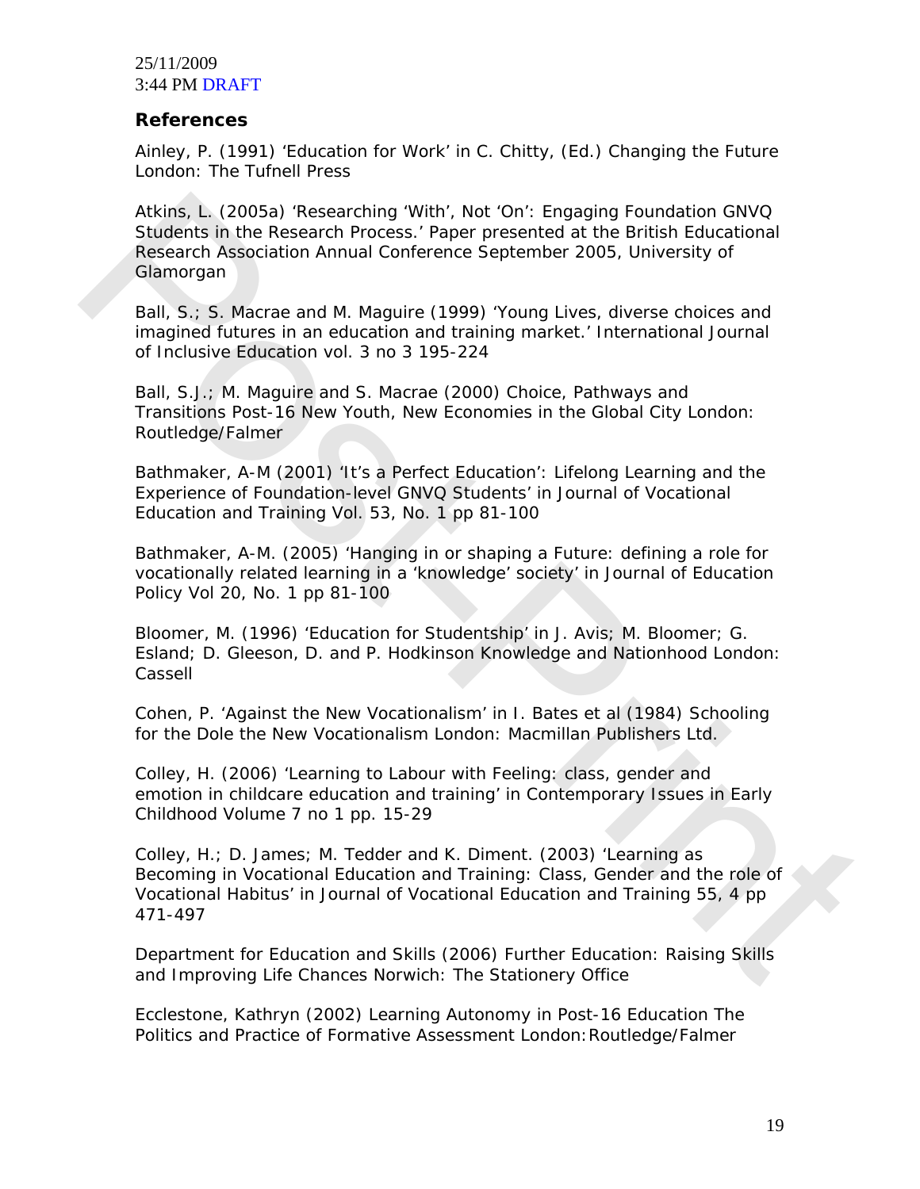## References

Ainley, P. (1991) 'Education for Work' in C. Chitty, (Ed.) Changing the Future London: The Tufnell Press

Atkins, L. (2005a) 'Researching 'With', Not 'On': Engaging Foundation GNVQ Students in the Research Process.' Paper presented at the British Educational Research Association Annual Conference September 2005, University of Glamorgan

Ball, S.; S. Macrae and M. Maguire (1999) 'Young Lives, diverse choices and imagined futures in an education and training market.' International Journal of Inclusive Education vol. 3 no 3 195-224

Ball, S.J.; M. Maguire and S. Macrae (2000) Choice, Pathways and Transitions Post-16 New Youth, New Economies in the Global City London: Routledge/Falmer

Bathmaker, A-M (2001) 'It's a Perfect Education': Lifelong Learning and the Experience of Foundation-level GNVQ Students' in Journal of Vocational Education and Training Vol. 53, No. 1 pp 81-100

Bathmaker, A-M. (2005) 'Hanging in or shaping a Future: defining a role for vocationally related learning in a 'knowledge' society' in Journal of Education Policy Vol 20, No. 1 pp 81-100

Bloomer, M. (1996) 'Education for Studentship' in J. Avis; M. Bloomer; G. Esland; D. Gleeson, D. and P. Hodkinson Knowledge and Nationhood London: Cassell

Cohen, P. 'Against the New Vocationalism' in I. Bates et al (1984) Schooling for the Dole the New Vocationalism London: Macmillan Publishers Ltd.

Colley, H. (2006) 'Learning to Labour with Feeling: class, gender and emotion in childcare education and training' in Contemporary Issues in Early Childhood Volume 7 no 1 pp. 15-29

Colley, H.; D. James; M. Tedder and K. Diment. (2003) 'Learning as Becoming in Vocational Education and Training: Class, Gender and the role of Vocational Habitus' in Journal of Vocational Education and Training 55, 4 pp 471-497

Department for Education and Skills (2006) Further Education: Raising Skills and Improving Life Chances Norwich: The Stationery Office

Ecclestone, Kathryn (2002) Learning Autonomy in Post-16 Education The Politics and Practice of Formative Assessment London: Routledge/Falmer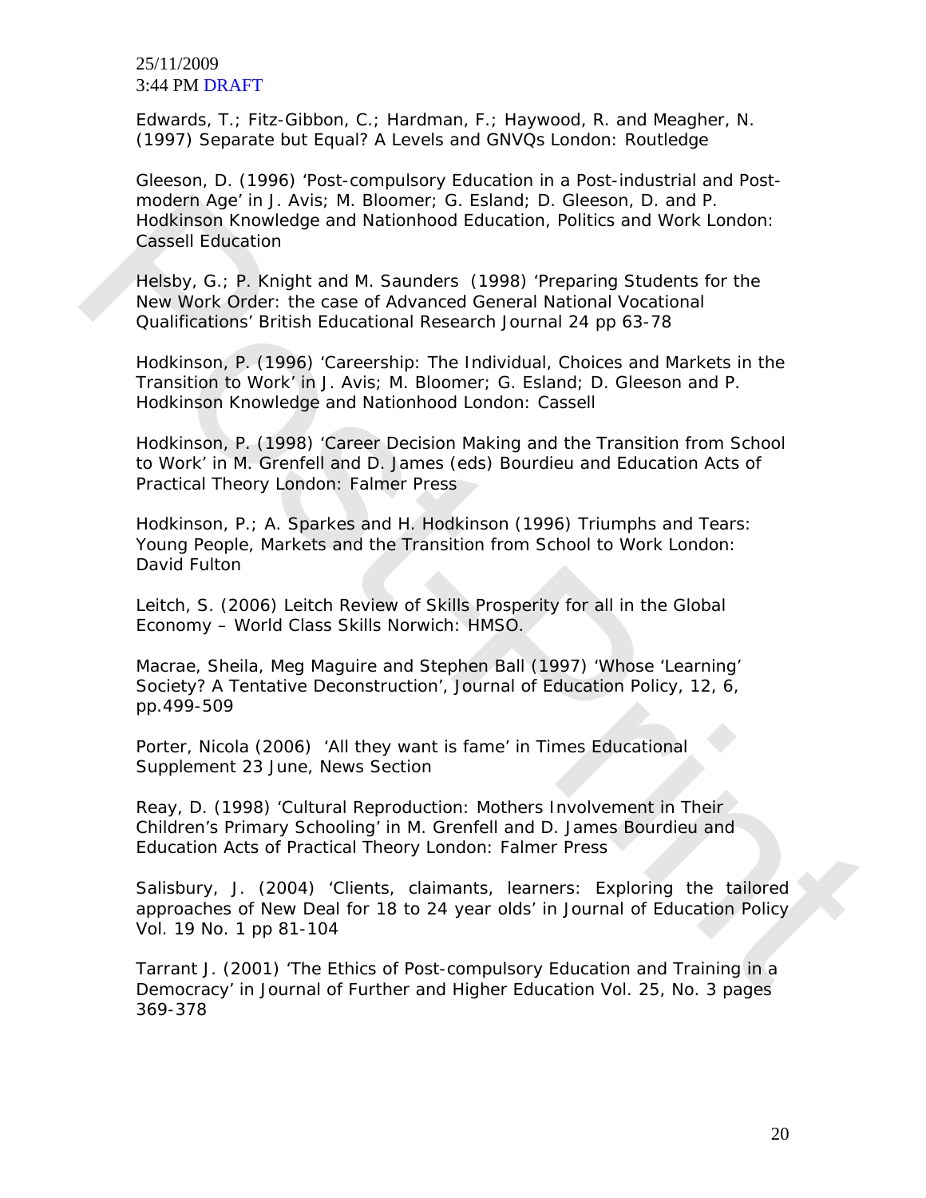Edwards, T.; Fitz-Gibbon, C.; Hardman, F.; Haywood, R. and Meagher, N. (1997) Separate but Equal? A Levels and GNVQs London: Routledge

Gleeson, D. (1996) 'Post-compulsory Education in a Post-industrial and Post-modern Age' in J. Avis; M. Bloomer; G. Esland; D. Gleeson, D. and P. Hodkinson Knowledge and Nationhood Education, Politics and Work London: Cassell Education

Helsby, G.; P. Knight and M. Saunders (1998) 'Preparing Students for the New Work Order: the case of Advanced General National Vocational Qualifications' British Educational Research Journal 24 pp 63-78

Hodkinson, P. (1996) 'Careership: The Individual, Choices and Markets in the Transition to Work' in J. Avis; M. Bloomer; G. Esland; D. Gleeson and P. Hodkinson Knowledge and Nationhood London: Cassell

Hodkinson, P. (1998) 'Career Decision Making and the Transition from School to Work' in M. Grenfell and D. James (eds) Bourdieu and Education Acts of Practical Theory London: Falmer Press

Hodkinson, P.; A. Sparkes and H. Hodkinson (1996) Triumphs and Tears: Young People, Markets and the Transition from School to Work London: David Fulton

Leitch, S. (2006) Leitch Review of Skills Prosperity for all in the Global Economy – World Class Skills Norwich: HMSO.

Macrae, Sheila, Meg Maguire and Stephen Ball (1997) 'Whose 'Learning' Society? A Tentative Deconstruction', Journal of Education Policy, 12, 6, pp.499-509

Porter, Nicola (2006) 'All they want is fame' in Times Educational Supplement 23 June, News Section

Reay, D. (1998) 'Cultural Reproduction: Mothers Involvement in Their Children's Primary Schooling' in M. Grenfell and D. James Bourdieu and Education Acts of Practical Theory London: Falmer Press

Salisbury, J. (2004) 'Clients, claimants, learners: Exploring the tailored approaches of New Deal for 18 to 24 year olds' in Journal of Education Policy Vol. 19 No. 1 pp 81-104

Tarrant J. (2001) 'The Ethics of Post-compulsory Education and Training in a Democracy' in Journal of Further and Higher Education Vol. 25, No. 3 pages 369-378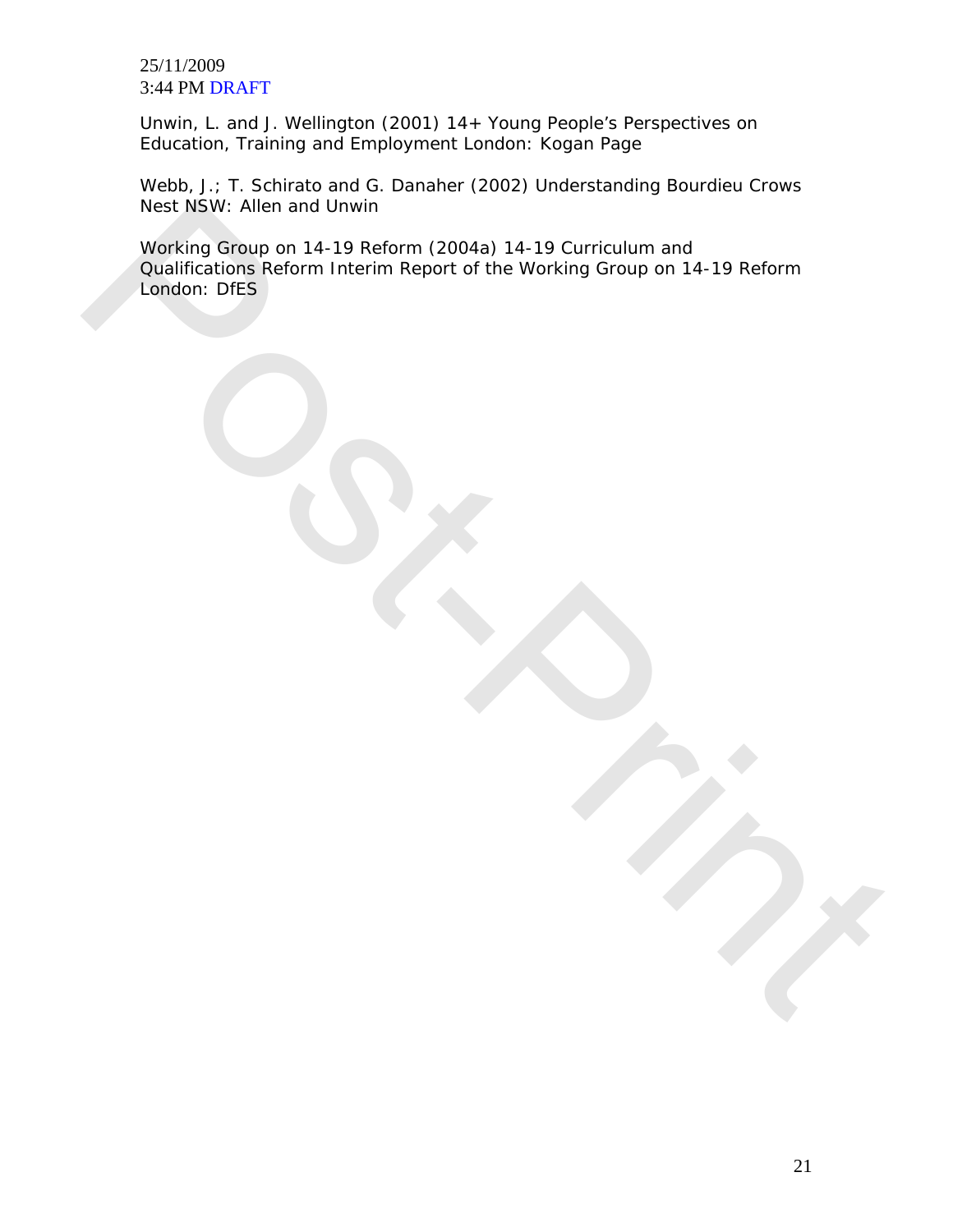Unwin, L. and J. Wellington (2001) 14+ Young People's Perspectives on Education, Training and Employment London: Kogan Page

Webb, J.; T. Schirato and G. Danaher (2002) Understanding Bourdieu Crows Nest NSW: Allen and Unwin

Working Group on 14-19 Reform (2004a) 14-19 Curriculum and Qualifications Reform Interim Report of the Working Group on 14-19 Reform London: DfES